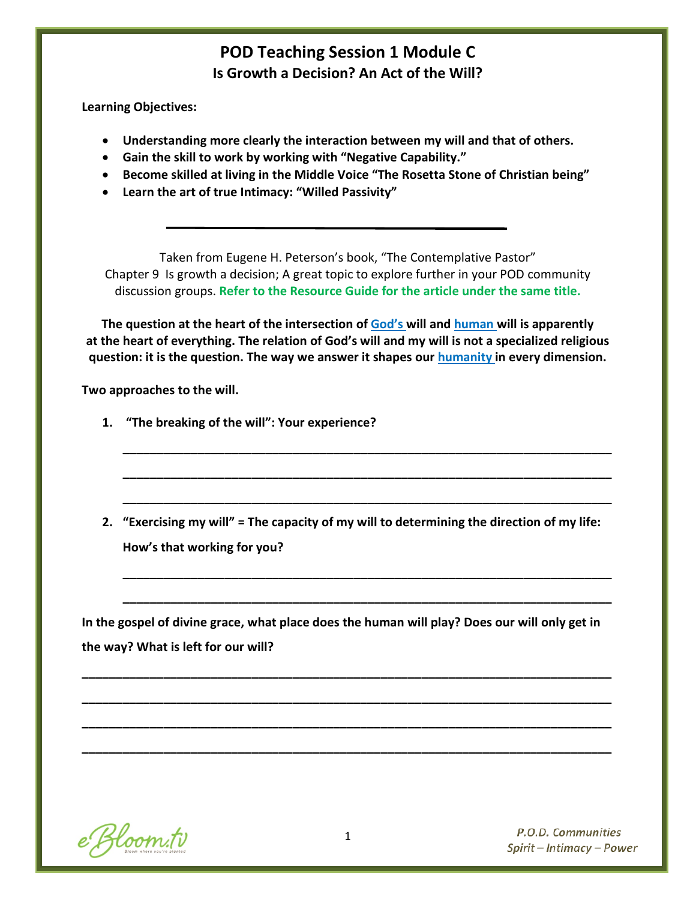# POD Teaching Session 1 Module C
## Is Growth a Decision? An Act of the Will?

**Learning Objectives:**

- **Understanding more clearly the interaction between my will and that of others.**
- **Gain the skill to work by working with "Negative Capability."**
- **Become skilled at living in the Middle Voice "The Rosetta Stone of Christian being"**
- **Learn the art of true Intimacy: "Willed Passivity"**

---

Taken from Eugene H. Peterson's book, "The Contemplative Pastor"
Chapter 9 Is growth a decision; A great topic to explore further in your POD community discussion groups. **Refer to the Resource Guide for the article under the same title.**

**The question at the heart of the intersection of God's will and human will is apparently at the heart of everything. The relation of God's will and my will is not a specialized religious question: it is the question. The way we answer it shapes our humanity in every dimension.**

**Two approaches to the will.**

1. **"The breaking of the will": Your experience?**

   ___________________________________________________________________________

   ___________________________________________________________________________

   ___________________________________________________________________________

2. **"Exercising my will" = The capacity of my will to determining the direction of my life: How's that working for you?**

   ___________________________________________________________________________

   ___________________________________________________________________________

**In the gospel of divine grace, what place does the human will play? Does our will only get in the way? What is left for our will?**

_______________________________________________________________________________

_______________________________________________________________________________

_______________________________________________________________________________

_______________________________________________________________________________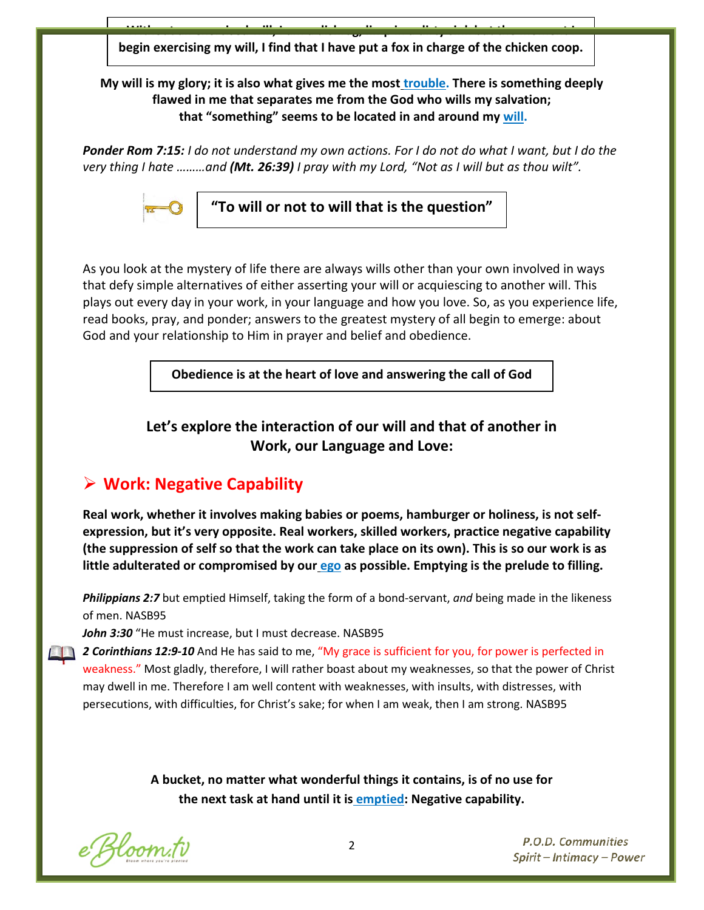begin exercising my will, I find that I have put a fox in charge of the chicken coop.

**My will is my glory; it is also what gives me the most trouble. There is something deeply flawed in me that separates me from the God who wills my salvation; that "something" seems to be located in and around my will.**

***Ponder Rom 7:15:*** *I do not understand my own actions. For I do not do what I want, but I do the very thing I hate ………and* ***(Mt. 26:39)*** *I pray with my Lord, "Not as I will but as thou wilt".*

**"To will or not to will that is the question"**

As you look at the mystery of life there are always wills other than your own involved in ways that defy simple alternatives of either asserting your will or acquiescing to another will. This plays out every day in your work, in your language and how you love. So, as you experience life, read books, pray, and ponder; answers to the greatest mystery of all begin to emerge: about God and your relationship to Him in prayer and belief and obedience.

**Obedience is at the heart of love and answering the call of God**

### Let's explore the interaction of our will and that of another in Work, our Language and Love:

## ➢ Work: Negative Capability

**Real work, whether it involves making babies or poems, hamburger or holiness, is not self-expression, but it's very opposite. Real workers, skilled workers, practice negative capability (the suppression of self so that the work can take place on its own). This is so our work is as little adulterated or compromised by our ego as possible. Emptying is the prelude to filling.**

***Philippians 2:7*** but emptied Himself, taking the form of a bond-servant, *and* being made in the likeness of men. NASB95

***John 3:30*** "He must increase, but I must decrease. NASB95

***2 Corinthians 12:9-10*** And He has said to me, "My grace is sufficient for you, for power is perfected in weakness." Most gladly, therefore, I will rather boast about my weaknesses, so that the power of Christ may dwell in me. Therefore I am well content with weaknesses, with insults, with distresses, with persecutions, with difficulties, for Christ's sake; for when I am weak, then I am strong. NASB95

**A bucket, no matter what wonderful things it contains, is of no use for the next task at hand until it is emptied: Negative capability.**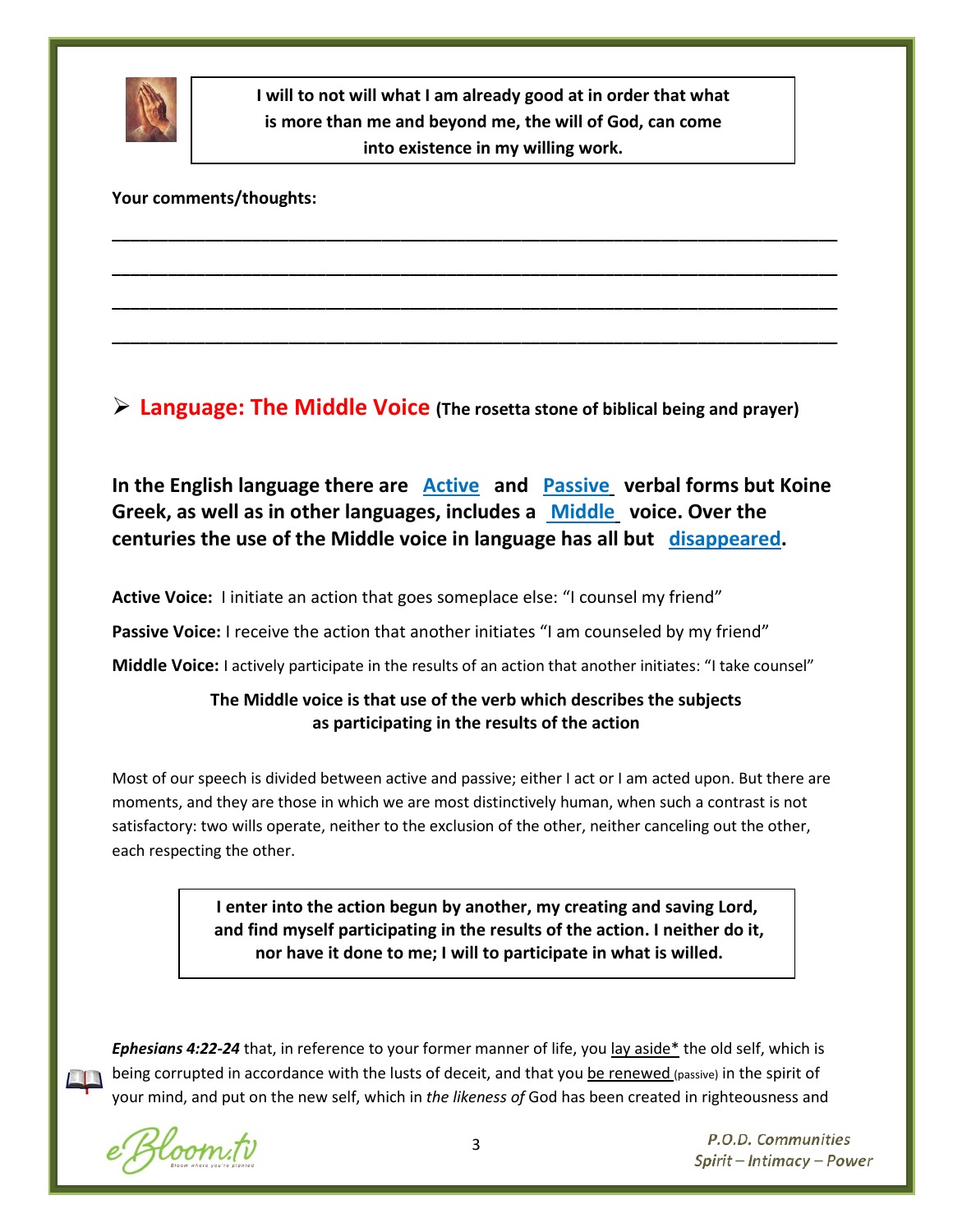**I will to not will what I am already good at in order that what is more than me and beyond me, the will of God, can come into existence in my willing work.**

**Your comments/thoughts:**

\_\_\_\_\_\_\_\_\_\_\_\_\_\_\_\_\_\_\_\_\_\_\_\_\_\_\_\_\_\_\_\_\_\_\_\_\_\_\_\_\_\_\_\_\_\_\_\_\_\_\_\_\_\_\_\_\_\_\_\_\_\_\_\_\_\_\_\_\_\_

\_\_\_\_\_\_\_\_\_\_\_\_\_\_\_\_\_\_\_\_\_\_\_\_\_\_\_\_\_\_\_\_\_\_\_\_\_\_\_\_\_\_\_\_\_\_\_\_\_\_\_\_\_\_\_\_\_\_\_\_\_\_\_\_\_\_\_\_\_\_

\_\_\_\_\_\_\_\_\_\_\_\_\_\_\_\_\_\_\_\_\_\_\_\_\_\_\_\_\_\_\_\_\_\_\_\_\_\_\_\_\_\_\_\_\_\_\_\_\_\_\_\_\_\_\_\_\_\_\_\_\_\_\_\_\_\_\_\_\_\_

\_\_\_\_\_\_\_\_\_\_\_\_\_\_\_\_\_\_\_\_\_\_\_\_\_\_\_\_\_\_\_\_\_\_\_\_\_\_\_\_\_\_\_\_\_\_\_\_\_\_\_\_\_\_\_\_\_\_\_\_\_\_\_\_\_\_\_\_\_\_

## ➢ Language: The Middle Voice (The rosetta stone of biblical being and prayer)

**In the English language there are Active and Passive verbal forms but Koine Greek, as well as in other languages, includes a Middle voice. Over the centuries the use of the Middle voice in language has all but disappeared.**

**Active Voice:** I initiate an action that goes someplace else: "I counsel my friend"

**Passive Voice:** I receive the action that another initiates "I am counseled by my friend"

**Middle Voice:** I actively participate in the results of an action that another initiates: "I take counsel"

**The Middle voice is that use of the verb which describes the subjects as participating in the results of the action**

Most of our speech is divided between active and passive; either I act or I am acted upon. But there are moments, and they are those in which we are most distinctively human, when such a contrast is not satisfactory: two wills operate, neither to the exclusion of the other, neither canceling out the other, each respecting the other.

**I enter into the action begun by another, my creating and saving Lord, and find myself participating in the results of the action. I neither do it, nor have it done to me; I will to participate in what is willed.**

***Ephesians 4:22-24*** that, in reference to your former manner of life, you lay aside* the old self, which is being corrupted in accordance with the lusts of deceit, and that you be renewed (passive) in the spirit of your mind, and put on the new self, which in *the likeness of* God has been created in righteousness and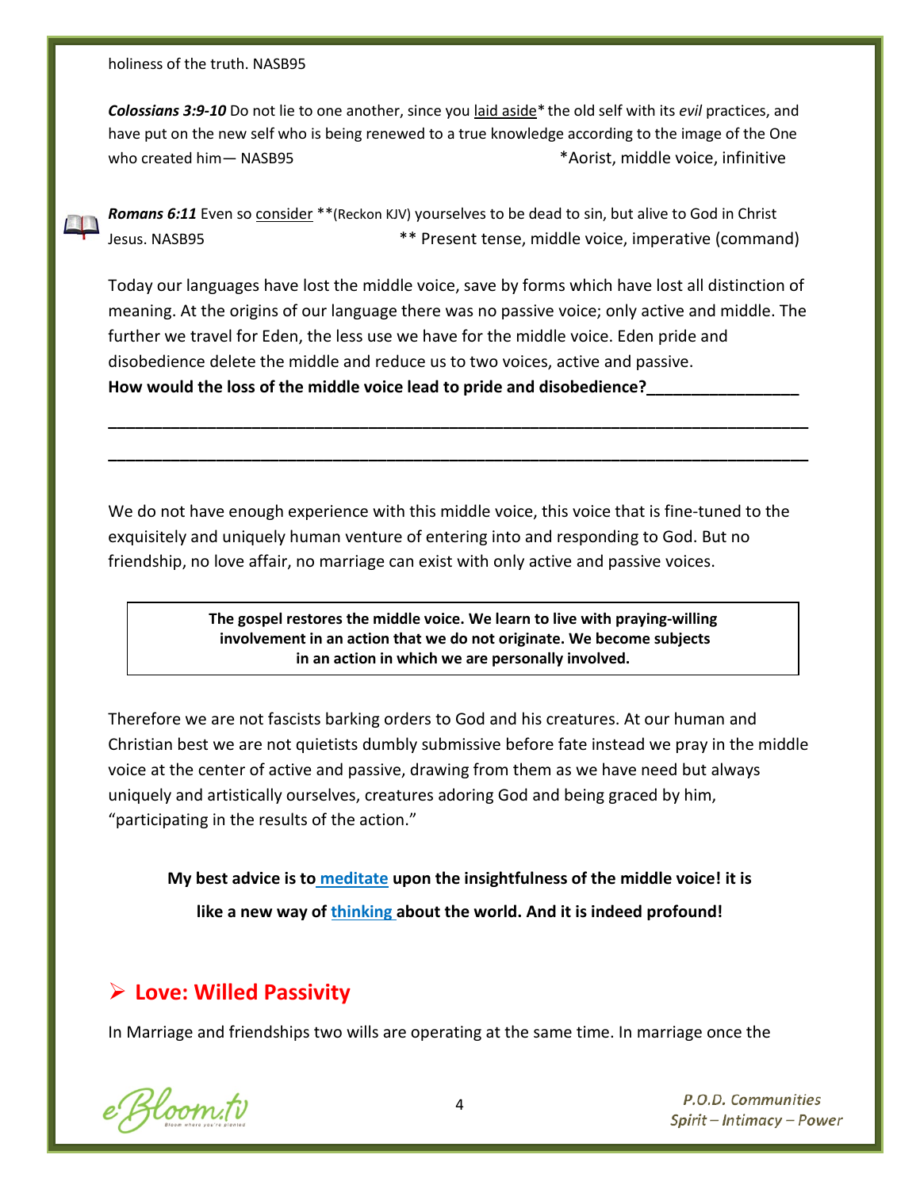holiness of the truth. NASB95

***Colossians 3:9-10*** Do not lie to one another, since you <u>laid aside</u>* the old self with its *evil* practices, and have put on the new self who is being renewed to a true knowledge according to the image of the One who created him— NASB95 *Aorist, middle voice, infinitive

***Romans 6:11*** Even so <u>consider</u> **(Reckon KJV) yourselves to be dead to sin, but alive to God in Christ Jesus. NASB95 ** Present tense, middle voice, imperative (command)

Today our languages have lost the middle voice, save by forms which have lost all distinction of meaning. At the origins of our language there was no passive voice; only active and middle. The further we travel for Eden, the less use we have for the middle voice. Eden pride and disobedience delete the middle and reduce us to two voices, active and passive.

**How would the loss of the middle voice lead to pride and disobedience?_________________**

________________________________________________________________________________

________________________________________________________________________________

We do not have enough experience with this middle voice, this voice that is fine-tuned to the exquisitely and uniquely human venture of entering into and responding to God. But no friendship, no love affair, no marriage can exist with only active and passive voices.

> **The gospel restores the middle voice. We learn to live with praying-willing involvement in an action that we do not originate. We become subjects in an action in which we are personally involved.**

Therefore we are not fascists barking orders to God and his creatures. At our human and Christian best we are not quietists dumbly submissive before fate instead we pray in the middle voice at the center of active and passive, drawing from them as we have need but always uniquely and artistically ourselves, creatures adoring God and being graced by him, "participating in the results of the action."

**My best advice is to <u>meditate</u> upon the insightfulness of the middle voice! it is like a new way of <u>thinking</u> about the world. And it is indeed profound!**

## ➢ Love: Willed Passivity

In Marriage and friendships two wills are operating at the same time. In marriage once the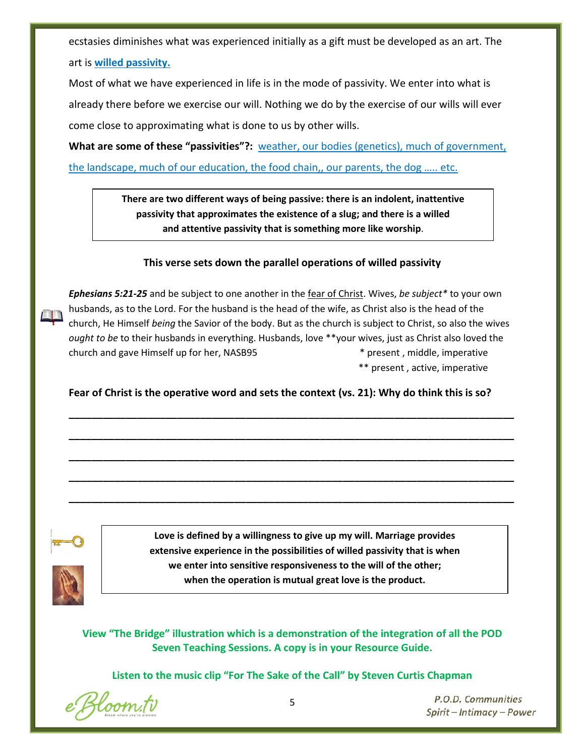ecstasies diminishes what was experienced initially as a gift must be developed as an art. The art is **willed passivity.**

Most of what we have experienced in life is in the mode of passivity. We enter into what is already there before we exercise our will. Nothing we do by the exercise of our wills will ever come close to approximating what is done to us by other wills.

**What are some of these "passivities"?:** weather, our bodies (genetics), much of government, the landscape, much of our education, the food chain,, our parents, the dog ….. etc.

> **There are two different ways of being passive: there is an indolent, inattentive passivity that approximates the existence of a slug; and there is a willed and attentive passivity that is something more like worship.**

**This verse sets down the parallel operations of willed passivity**

***Ephesians 5:21-25*** and be subject to one another in the fear of Christ. Wives, *be subject** to your own husbands, as to the Lord. For the husband is the head of the wife, as Christ also is the head of the church, He Himself *being* the Savior of the body. But as the church is subject to Christ, so also the wives *ought to be* to their husbands in everything. Husbands, love **your wives, just as Christ also loved the church and gave Himself up for her, NASB95

\* present , middle, imperative
\** present , active, imperative

**Fear of Christ is the operative word and sets the context (vs. 21): Why do think this is so?**

_______________________________________________________________________________

_______________________________________________________________________________

_______________________________________________________________________________

_______________________________________________________________________________

_______________________________________________________________________________

> **Love is defined by a willingness to give up my will. Marriage provides extensive experience in the possibilities of willed passivity that is when we enter into sensitive responsiveness to the will of the other; when the operation is mutual great love is the product.**

**View "The Bridge" illustration which is a demonstration of the integration of all the POD Seven Teaching Sessions. A copy is in your Resource Guide.**

**Listen to the music clip "For The Sake of the Call" by Steven Curtis Chapman**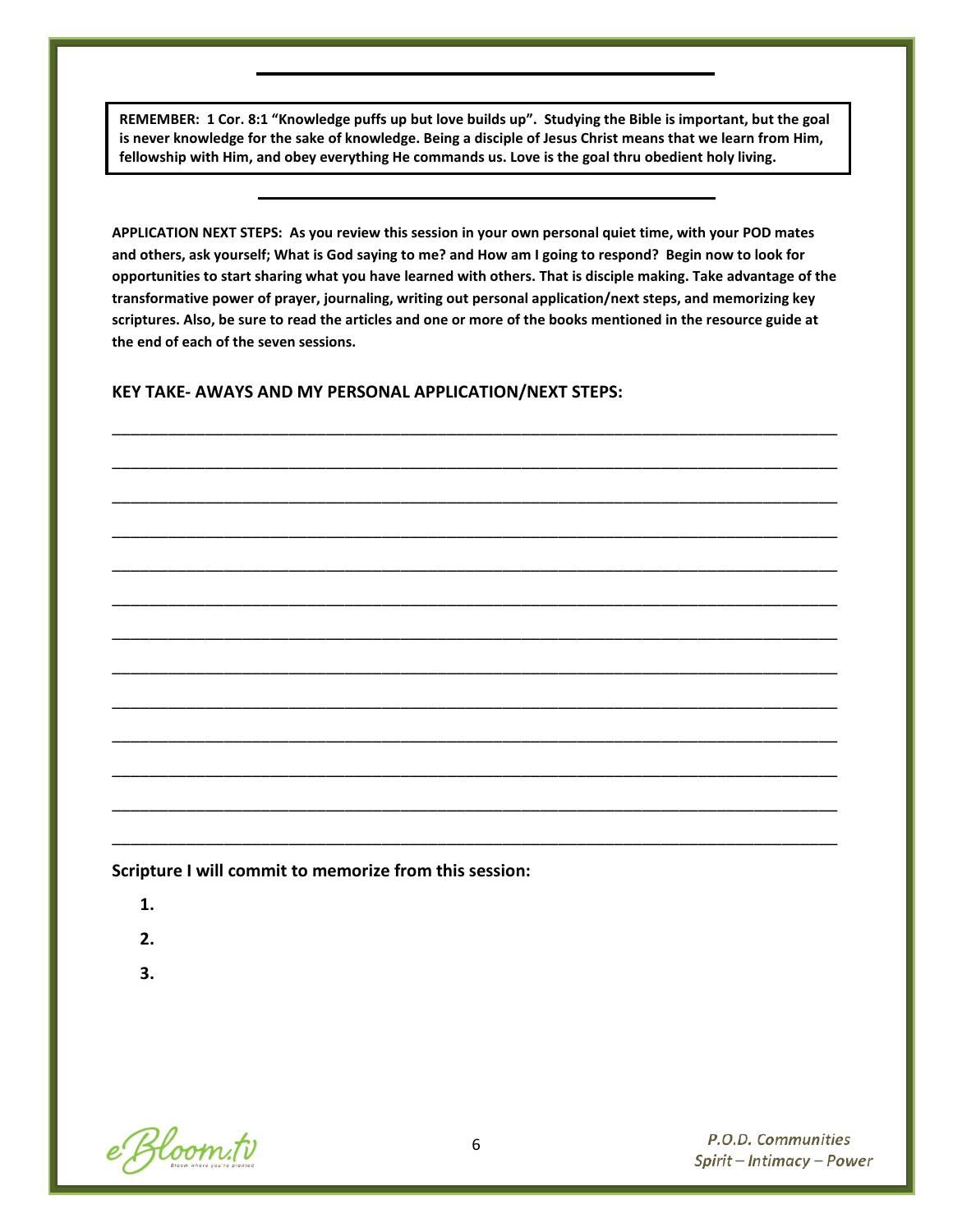**REMEMBER: 1 Cor. 8:1 "Knowledge puffs up but love builds up". Studying the Bible is important, but the goal is never knowledge for the sake of knowledge. Being a disciple of Jesus Christ means that we learn from Him, fellowship with Him, and obey everything He commands us. Love is the goal thru obedient holy living.**

---

**APPLICATION NEXT STEPS: As you review this session in your own personal quiet time, with your POD mates and others, ask yourself; What is God saying to me? and How am I going to respond? Begin now to look for opportunities to start sharing what you have learned with others. That is disciple making. Take advantage of the transformative power of prayer, journaling, writing out personal application/next steps, and memorizing key scriptures. Also, be sure to read the articles and one or more of the books mentioned in the resource guide at the end of each of the seven sessions.**

## KEY TAKE- AWAYS AND MY PERSONAL APPLICATION/NEXT STEPS:

_______________________________________________________________________________

_______________________________________________________________________________

_______________________________________________________________________________

_______________________________________________________________________________

_______________________________________________________________________________

_______________________________________________________________________________

_______________________________________________________________________________

_______________________________________________________________________________

_______________________________________________________________________________

_______________________________________________________________________________

_______________________________________________________________________________

_______________________________________________________________________________

_______________________________________________________________________________

**Scripture I will commit to memorize from this session:**

**1.**

**2.**

**3.**